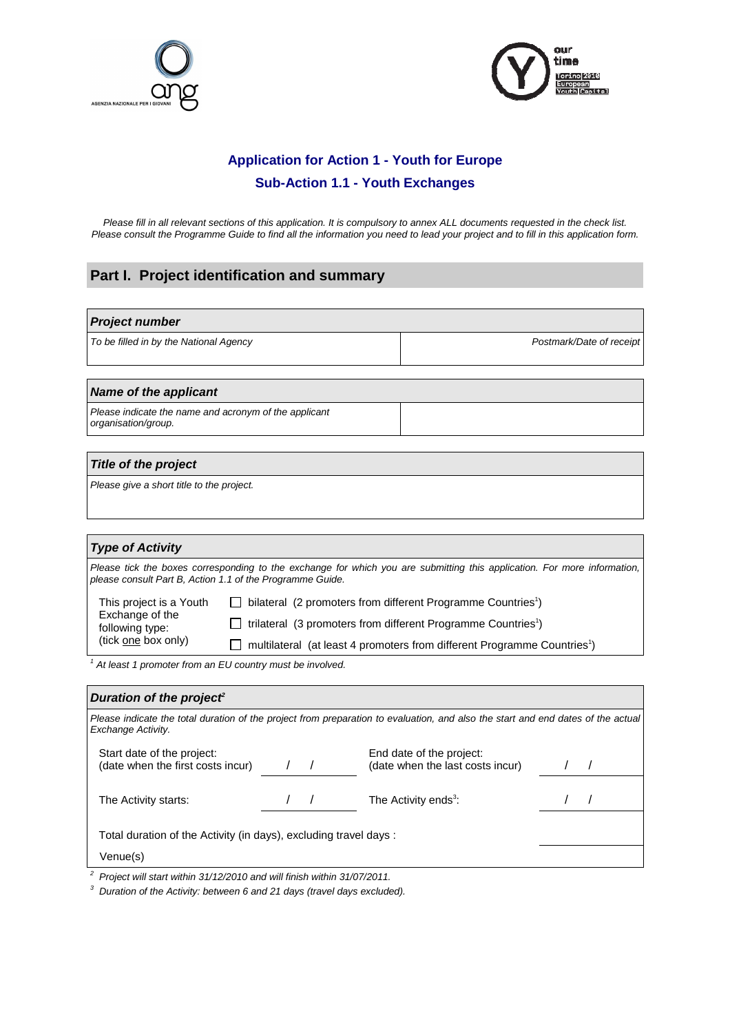## Application for Action 1 - Youth for Europe

## Sub-Action 1.1 - Youth Exchanges

*Please fill in all relevant sections of this application. It is compulsory to annex ALL documents requested in the check list. Please consult the Programme Guide to find all the information you need to lead your project and to fill in this application form.*

# Part I. Project identification and summary

| ***Project number*** | |
|---|---|
| *To be filled in by the National Agency* | *Postmark/Date of receipt* |

| ***Name of the applicant*** | |
|---|---|
| *Please indicate the name and acronym of the applicant organisation/group.* | |

| ***Title of the project*** |
|---|
| *Please give a short title to the project.* |

### *Type of Activity*

*Please tick the boxes corresponding to the exchange for which you are submitting this application. For more information, please consult Part B, Action 1.1 of the Programme Guide.*

| This project is a Youth Exchange of the following type: (tick one box only) | ☐ bilateral (2 promoters from different Programme Countries[1]) |
|---|---|
| | ☐ trilateral (3 promoters from different Programme Countries[1]) |
| | ☐ multilateral (at least 4 promoters from different Programme Countries[1]) |

*[1] At least 1 promoter from an EU country must be involved.*

### *Duration of the project[2]*

*Please indicate the total duration of the project from preparation to evaluation, and also the start and end dates of the actual Exchange Activity.*

| | | | |
|---|---|---|---|
| Start date of the project: (date when the first costs incur) | / / | End date of the project: (date when the last costs incur) | / / |
| The Activity starts: | / / | The Activity ends[3]: | / / |
| Total duration of the Activity (in days), excluding travel days : | | | |
| Venue(s) | | | |

*[2] Project will start within 31/12/2010 and will finish within 31/07/2011.*

*[3] Duration of the Activity: between 6 and 21 days (travel days excluded).*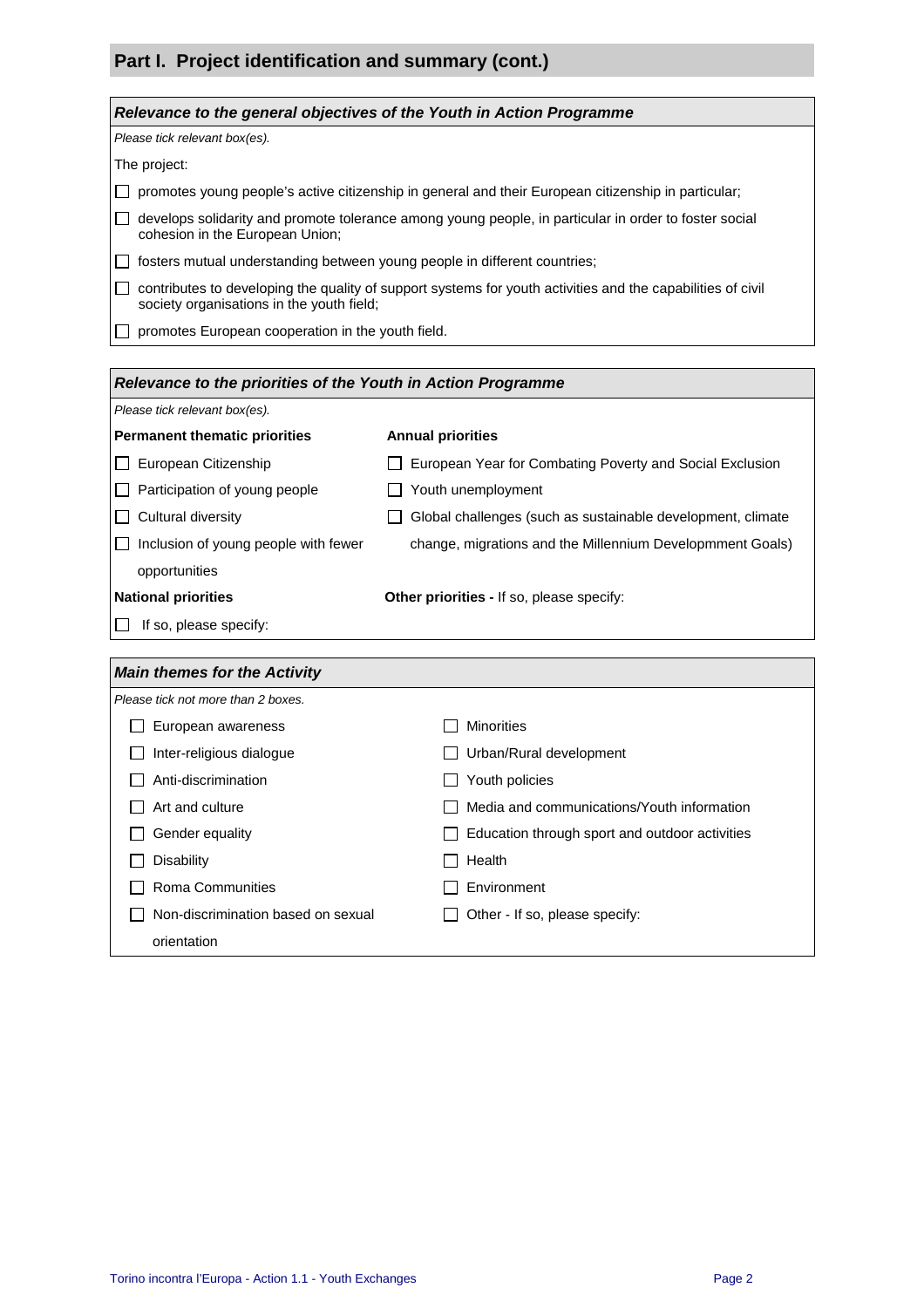## Part I. Project identification and summary (cont.)

### *Relevance to the general objectives of the Youth in Action Programme*

*Please tick relevant box(es).*

The project:

- ☐ promotes young people's active citizenship in general and their European citizenship in particular;
- ☐ develops solidarity and promote tolerance among young people, in particular in order to foster social cohesion in the European Union;
- ☐ fosters mutual understanding between young people in different countries;
- ☐ contributes to developing the quality of support systems for youth activities and the capabilities of civil society organisations in the youth field;
- ☐ promotes European cooperation in the youth field.

### *Relevance to the priorities of the Youth in Action Programme*

*Please tick relevant box(es).*

**Permanent thematic priorities**

- ☐ European Citizenship
- ☐ Participation of young people
- ☐ Cultural diversity
- ☐ Inclusion of young people with fewer opportunities

**Annual priorities**

- ☐ European Year for Combating Poverty and Social Exclusion
- ☐ Youth unemployment
- ☐ Global challenges (such as sustainable development, climate change, migrations and the Millennium Developmment Goals)

**National priorities**

- ☐ If so, please specify:

**Other priorities -** If so, please specify:

### *Main themes for the Activity*

*Please tick not more than 2 boxes.*

- ☐ European awareness
- ☐ Inter-religious dialogue
- ☐ Anti-discrimination
- ☐ Art and culture
- ☐ Gender equality
- ☐ Disability
- ☐ Roma Communities
- ☐ Non-discrimination based on sexual orientation
- ☐ Minorities
- ☐ Urban/Rural development
- ☐ Youth policies
- ☐ Media and communications/Youth information
- ☐ Education through sport and outdoor activities
- ☐ Health
- ☐ Environment
- ☐ Other - If so, please specify: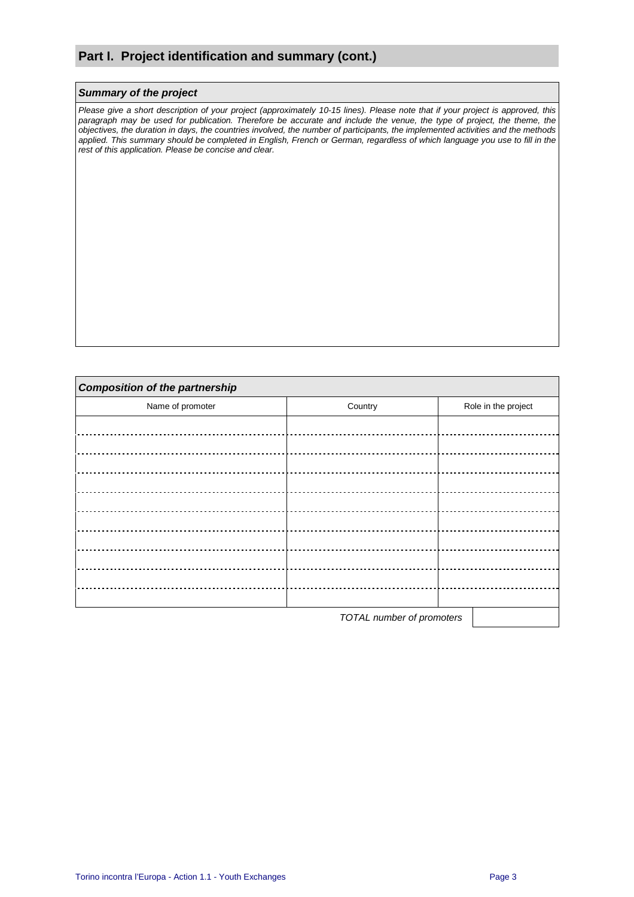## Part I. Project identification and summary (cont.)

### *Summary of the project*

*Please give a short description of your project (approximately 10-15 lines). Please note that if your project is approved, this paragraph may be used for publication. Therefore be accurate and include the venue, the type of project, the theme, the objectives, the duration in days, the countries involved, the number of participants, the implemented activities and the methods applied. This summary should be completed in English, French or German, regardless of which language you use to fill in the rest of this application. Please be concise and clear.*

### *Composition of the partnership*

| Name of promoter | Country | Role in the project |
|---|---|---|
| | | |
| | | |
| | | |
| | | |
| | | |
| | | |
| | | |
| | | |
| | | |
| | | |

*TOTAL number of promoters*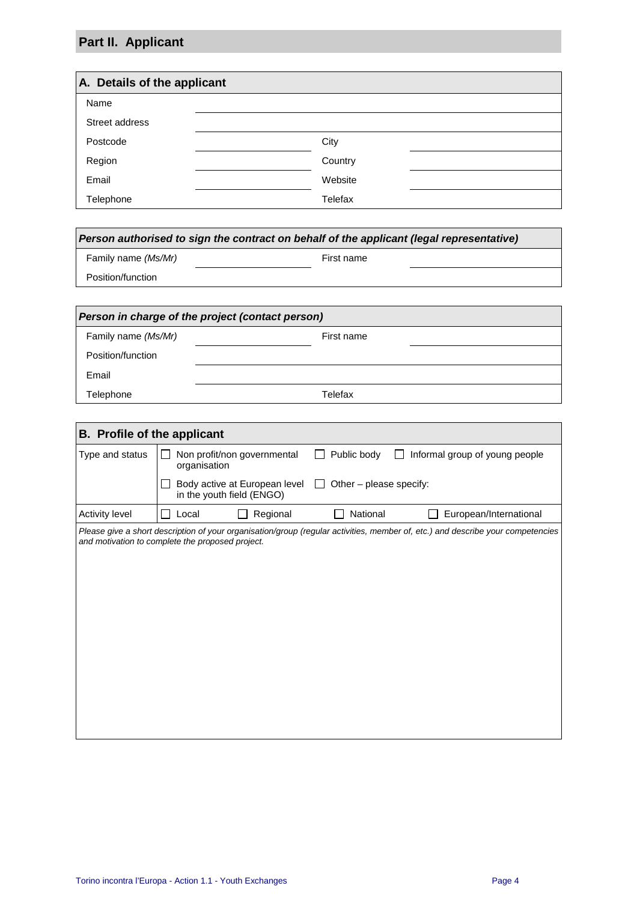## Part II. Applicant

### A. Details of the applicant

| | | | |
|---|---|---|---|
| Name | | | |
| Street address | | | |
| Postcode | | City | |
| Region | | Country | |
| Email | | Website | |
| Telephone | | Telefax | |

| ***Person authorised to sign the contract on behalf of the applicant (legal representative)*** | | | |
|---|---|---|---|
| Family name *(Ms/Mr)* | | First name | |
| Position/function | | | |

| ***Person in charge of the project (contact person)*** | | | |
|---|---|---|---|
| Family name *(Ms/Mr)* | | First name | |
| Position/function | | | |
| Email | | | |
| Telephone | | Telefax | |

### B. Profile of the applicant

| | | | | |
|---|---|---|---|---|
| Type and status | ☐ Non profit/non governmental organisation | ☐ Public body | ☐ Informal group of young people | |
| | ☐ Body active at European level in the youth field (ENGO) | ☐ Other – please specify: | | |
| Activity level | ☐ Local | ☐ Regional | ☐ National | ☐ European/International |

*Please give a short description of your organisation/group (regular activities, member of, etc.) and describe your competencies and motivation to complete the proposed project.*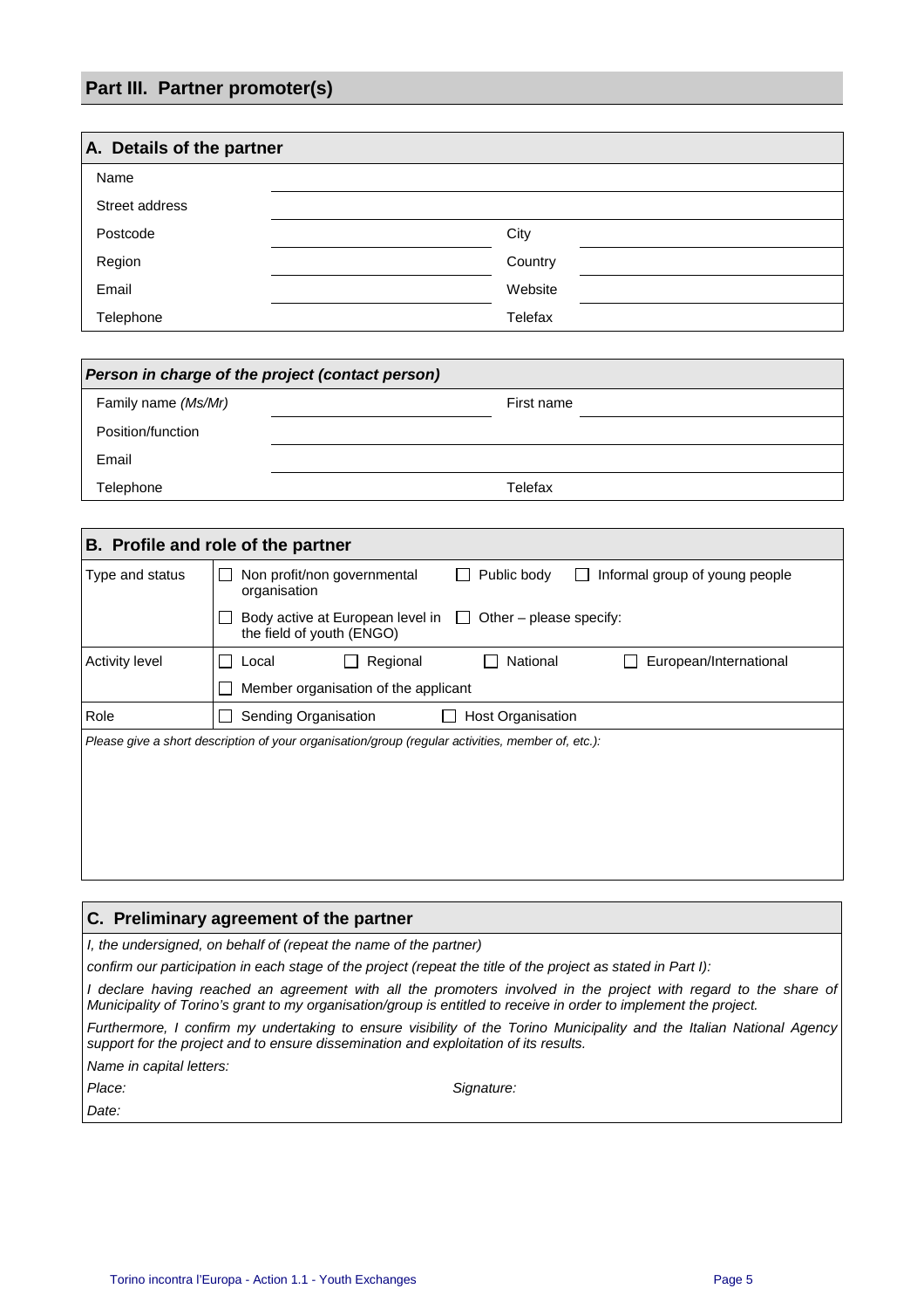## Part III. Partner promoter(s)

### A. Details of the partner

| | | | |
|---|---|---|---|
| Name | | | |
| Street address | | | |
| Postcode | | City | |
| Region | | Country | |
| Email | | Website | |
| Telephone | | Telefax | |

| *Person in charge of the project (contact person)* | | | |
|---|---|---|---|
| Family name *(Ms/Mr)* | | First name | |
| Position/function | | | |
| Email | | | |
| Telephone | | Telefax | |

### B. Profile and role of the partner

| | |
|---|---|
| Type and status | ☐ Non profit/non governmental organisation ☐ Public body ☐ Informal group of young people<br>☐ Body active at European level in the field of youth (ENGO) ☐ Other – please specify: |
| Activity level | ☐ Local ☐ Regional ☐ National ☐ European/International<br>☐ Member organisation of the applicant |
| Role | ☐ Sending Organisation ☐ Host Organisation |

*Please give a short description of your organisation/group (regular activities, member of, etc.):*

### C. Preliminary agreement of the partner

*I, the undersigned, on behalf of (repeat the name of the partner)*

*confirm our participation in each stage of the project (repeat the title of the project as stated in Part I):*

*I declare having reached an agreement with all the promoters involved in the project with regard to the share of Municipality of Torino's grant to my organisation/group is entitled to receive in order to implement the project.*

*Furthermore, I confirm my undertaking to ensure visibility of the Torino Municipality and the Italian National Agency support for the project and to ensure dissemination and exploitation of its results.*

*Name in capital letters:*

*Place:* *Signature:*

*Date:*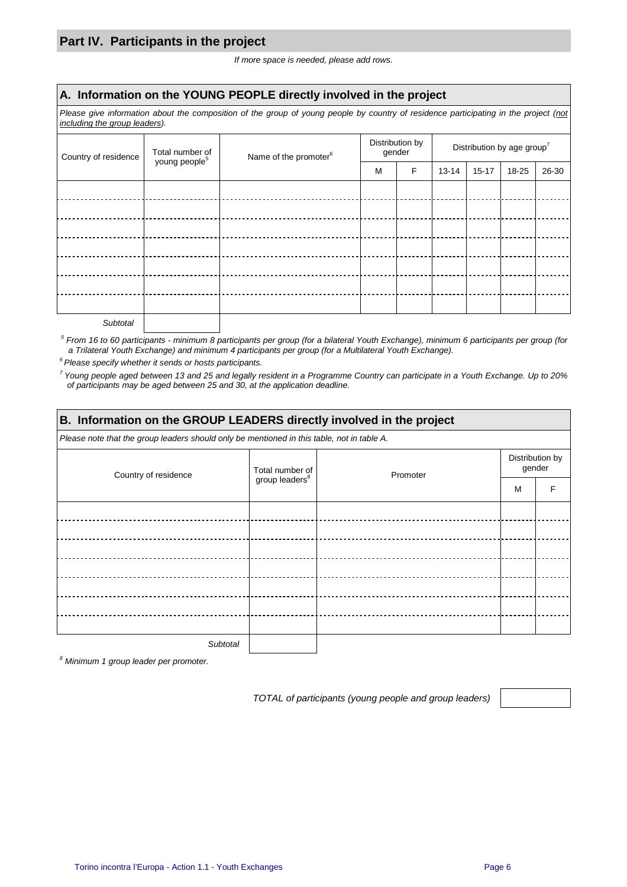## Part IV. Participants in the project

*If more space is needed, please add rows.*

### A. Information on the YOUNG PEOPLE directly involved in the project

*Please give information about the composition of the group of young people by country of residence participating in the project (not including the group leaders).*

| Country of residence | Total number of young people[5] | Name of the promoter[6] | Distribution by gender | | Distribution by age group[7] | | | |
|---|---|---|---|---|---|---|---|---|
| | | | M | F | 13-14 | 15-17 | 18-25 | 26-30 |
| | | | | | | | | |
| | | | | | | | | |
| | | | | | | | | |
| | | | | | | | | |
| | | | | | | | | |
| | | | | | | | | |
| | | | | | | | | |
| *Subtotal* | | | | | | | | |

[5] *From 16 to 60 participants - minimum 8 participants per group (for a bilateral Youth Exchange), minimum 6 participants per group (for a Trilateral Youth Exchange) and minimum 4 participants per group (for a Multilateral Youth Exchange).*

[6] *Please specify whether it sends or hosts participants.*

[7] *Young people aged between 13 and 25 and legally resident in a Programme Country can participate in a Youth Exchange. Up to 20% of participants may be aged between 25 and 30, at the application deadline.*

### B. Information on the GROUP LEADERS directly involved in the project

*Please note that the group leaders should only be mentioned in this table, not in table A.*

| Country of residence | Total number of group leaders[8] | Promoter | Distribution by gender | |
|---|---|---|---|---|
| | | | M | F |
| | | | | |
| | | | | |
| | | | | |
| | | | | |
| | | | | |
| | | | | |
| | | | | |
| *Subtotal* | | | | |

[8] *Minimum 1 group leader per promoter.*

*TOTAL of participants (young people and group leaders)* | |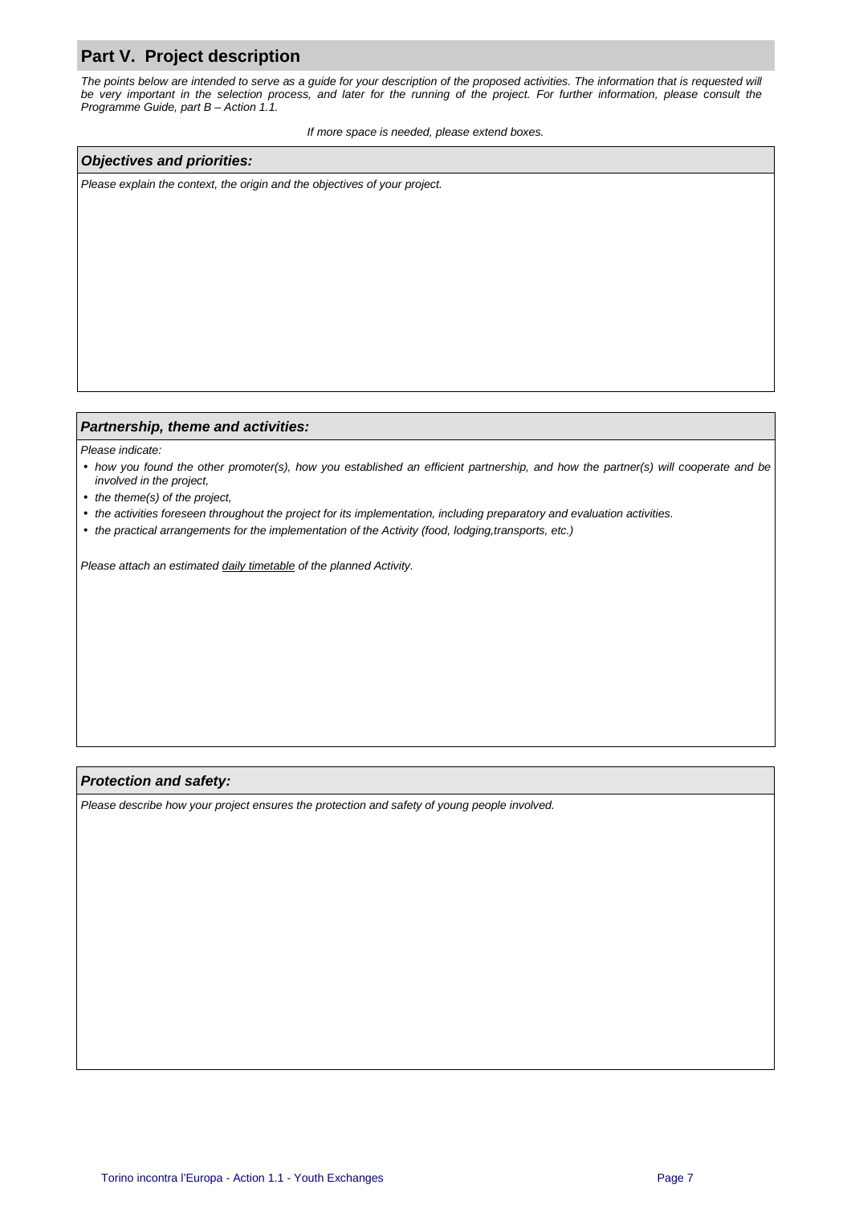## Part V. Project description

*The points below are intended to serve as a guide for your description of the proposed activities. The information that is requested will be very important in the selection process, and later for the running of the project. For further information, please consult the Programme Guide, part B – Action 1.1.*

*If more space is needed, please extend boxes.*

### *Objectives and priorities:*

*Please explain the context, the origin and the objectives of your project.*

### *Partnership, theme and activities:*

*Please indicate:*

- *how you found the other promoter(s), how you established an efficient partnership, and how the partner(s) will cooperate and be involved in the project,*
- *the theme(s) of the project,*
- *the activities foreseen throughout the project for its implementation, including preparatory and evaluation activities.*
- *the practical arrangements for the implementation of the Activity (food, lodging,transports, etc.)*

*Please attach an estimated daily timetable of the planned Activity.*

### *Protection and safety:*

*Please describe how your project ensures the protection and safety of young people involved.*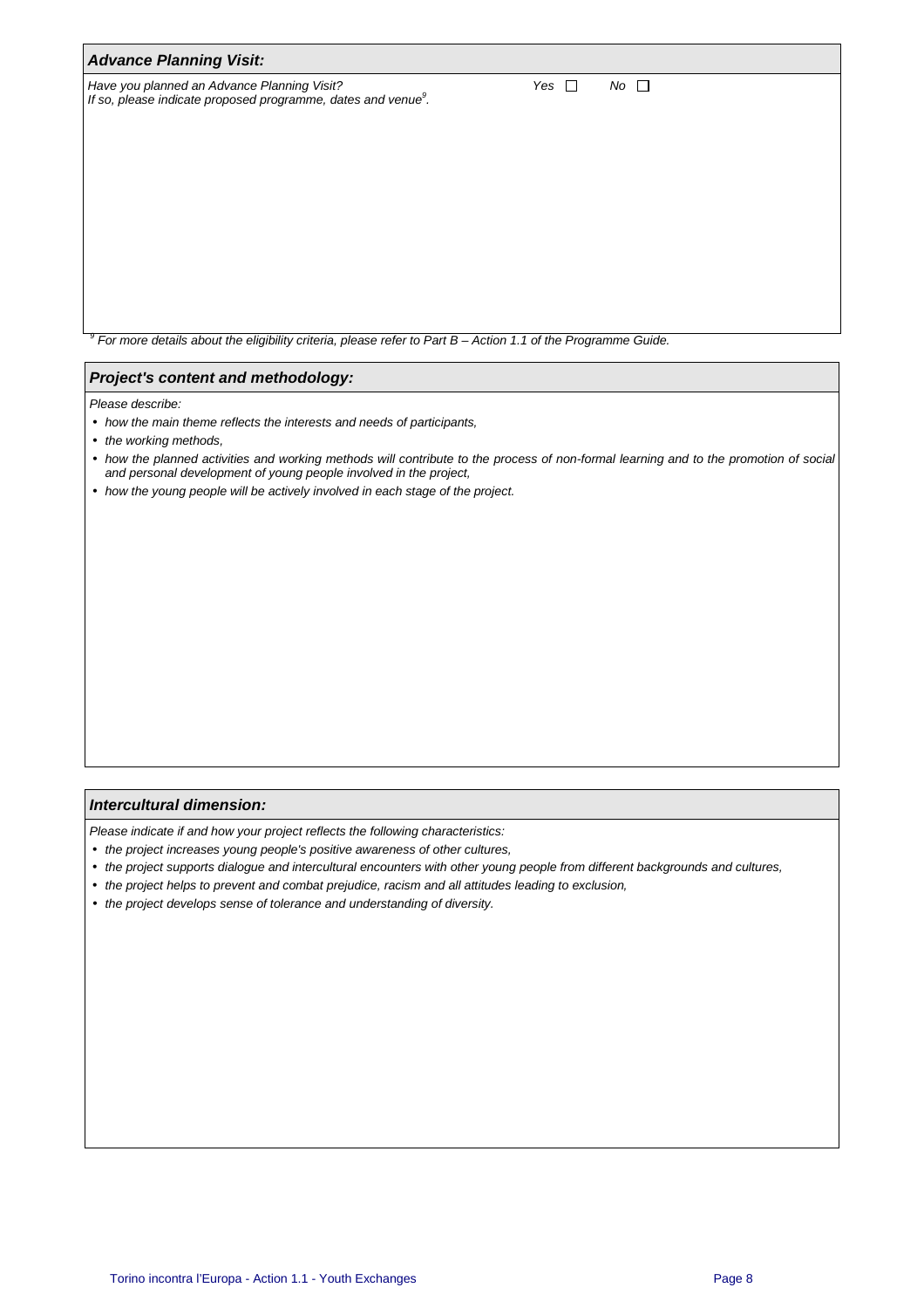### *Advance Planning Visit:*

*Have you planned an Advance Planning Visit?* *Yes* ☐ *No* ☐

*If so, please indicate proposed programme, dates and venue*[9]*.*

[9] *For more details about the eligibility criteria, please refer to Part B – Action 1.1 of the Programme Guide.*

### *Project's content and methodology:*

*Please describe:*

- *how the main theme reflects the interests and needs of participants,*
- *the working methods,*
- *how the planned activities and working methods will contribute to the process of non-formal learning and to the promotion of social and personal development of young people involved in the project,*
- *how the young people will be actively involved in each stage of the project.*

### *Intercultural dimension:*

*Please indicate if and how your project reflects the following characteristics:*

- *the project increases young people's positive awareness of other cultures,*
- *the project supports dialogue and intercultural encounters with other young people from different backgrounds and cultures,*
- *the project helps to prevent and combat prejudice, racism and all attitudes leading to exclusion,*
- *the project develops sense of tolerance and understanding of diversity.*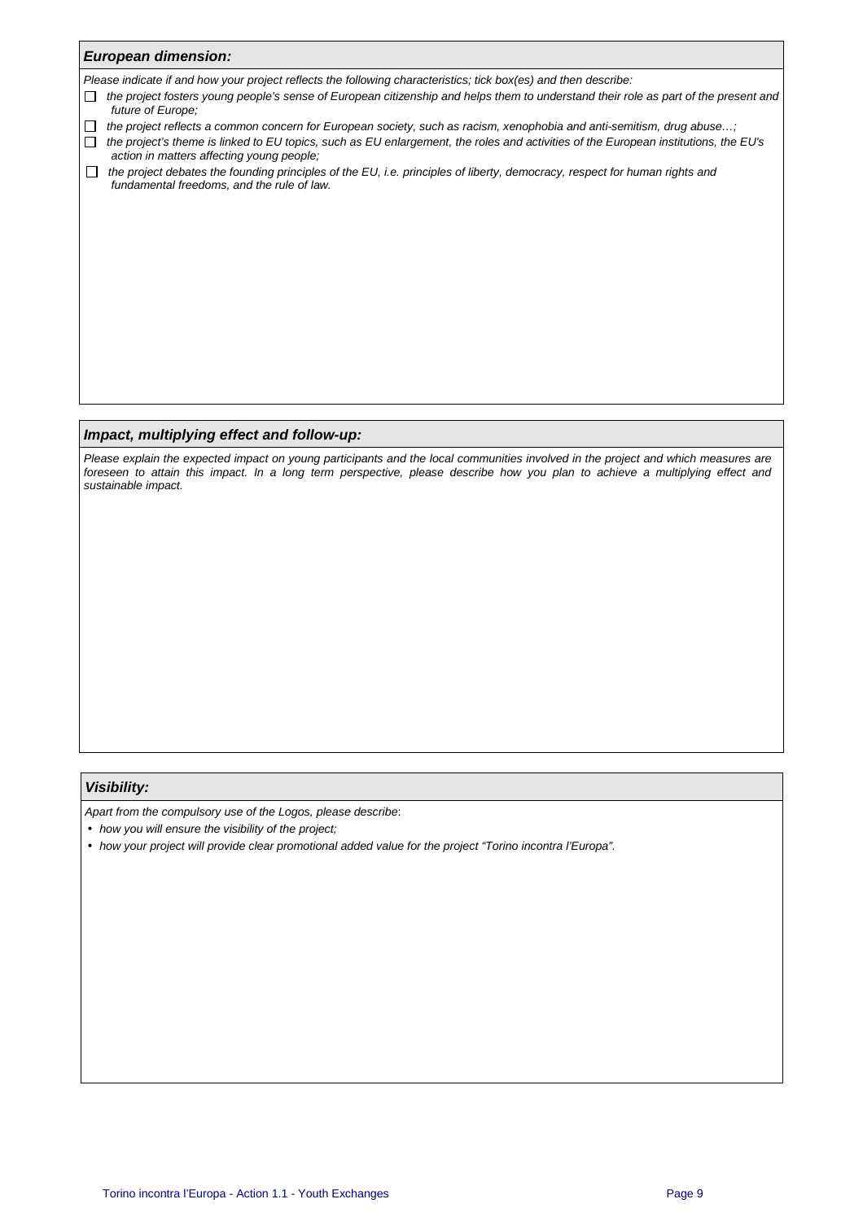### *European dimension:*

*Please indicate if and how your project reflects the following characteristics; tick box(es) and then describe:*

- ☐ *the project fosters young people's sense of European citizenship and helps them to understand their role as part of the present and future of Europe;*
- ☐ *the project reflects a common concern for European society, such as racism, xenophobia and anti-semitism, drug abuse…;*
- ☐ *the project's theme is linked to EU topics, such as EU enlargement, the roles and activities of the European institutions, the EU's action in matters affecting young people;*
- ☐ *the project debates the founding principles of the EU, i.e. principles of liberty, democracy, respect for human rights and fundamental freedoms, and the rule of law.*

### *Impact, multiplying effect and follow-up:*

*Please explain the expected impact on young participants and the local communities involved in the project and which measures are foreseen to attain this impact. In a long term perspective, please describe how you plan to achieve a multiplying effect and sustainable impact.*

### *Visibility:*

*Apart from the compulsory use of the Logos, please describe*:

- *how you will ensure the visibility of the project;*
- *how your project will provide clear promotional added value for the project "Torino incontra l'Europa".*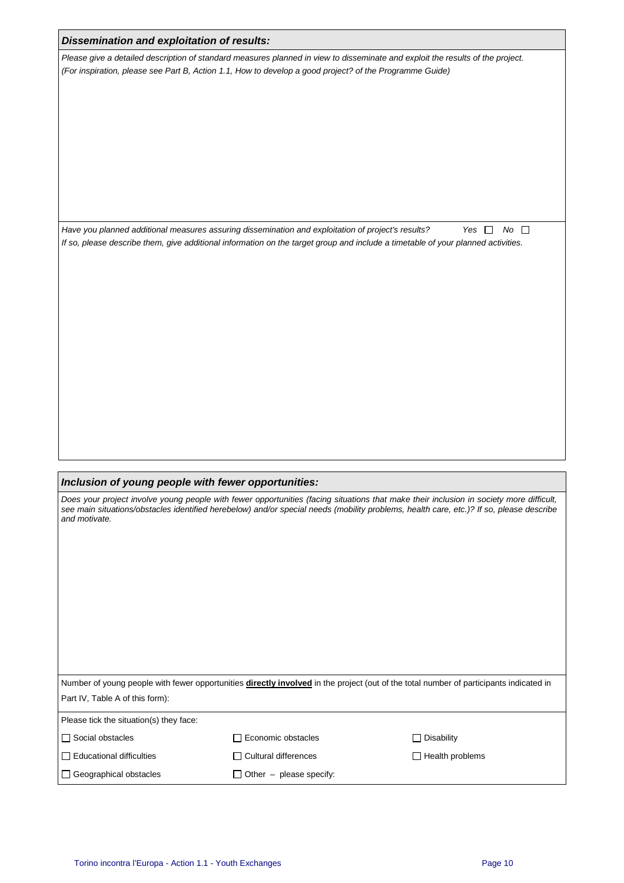***Dissemination and exploitation of results:***

*Please give a detailed description of standard measures planned in view to disseminate and exploit the results of the project. (For inspiration, please see Part B, Action 1.1, How to develop a good project? of the Programme Guide)*

*Have you planned additional measures assuring dissemination and exploitation of project's results?* *Yes* ☐ *No* ☐

*If so, please describe them, give additional information on the target group and include a timetable of your planned activities.*

***Inclusion of young people with fewer opportunities:***

*Does your project involve young people with fewer opportunities (facing situations that make their inclusion in society more difficult, see main situations/obstacles identified herebelow) and/or special needs (mobility problems, health care, etc.)? If so, please describe and motivate.*

Number of young people with fewer opportunities **directly involved** in the project (out of the total number of participants indicated in Part IV, Table A of this form):

Please tick the situation(s) they face:

| | | |
|---|---|---|
| ☐ Social obstacles | ☐ Economic obstacles | ☐ Disability |
| ☐ Educational difficulties | ☐ Cultural differences | ☐ Health problems |
| ☐ Geographical obstacles | ☐ Other – please specify: | |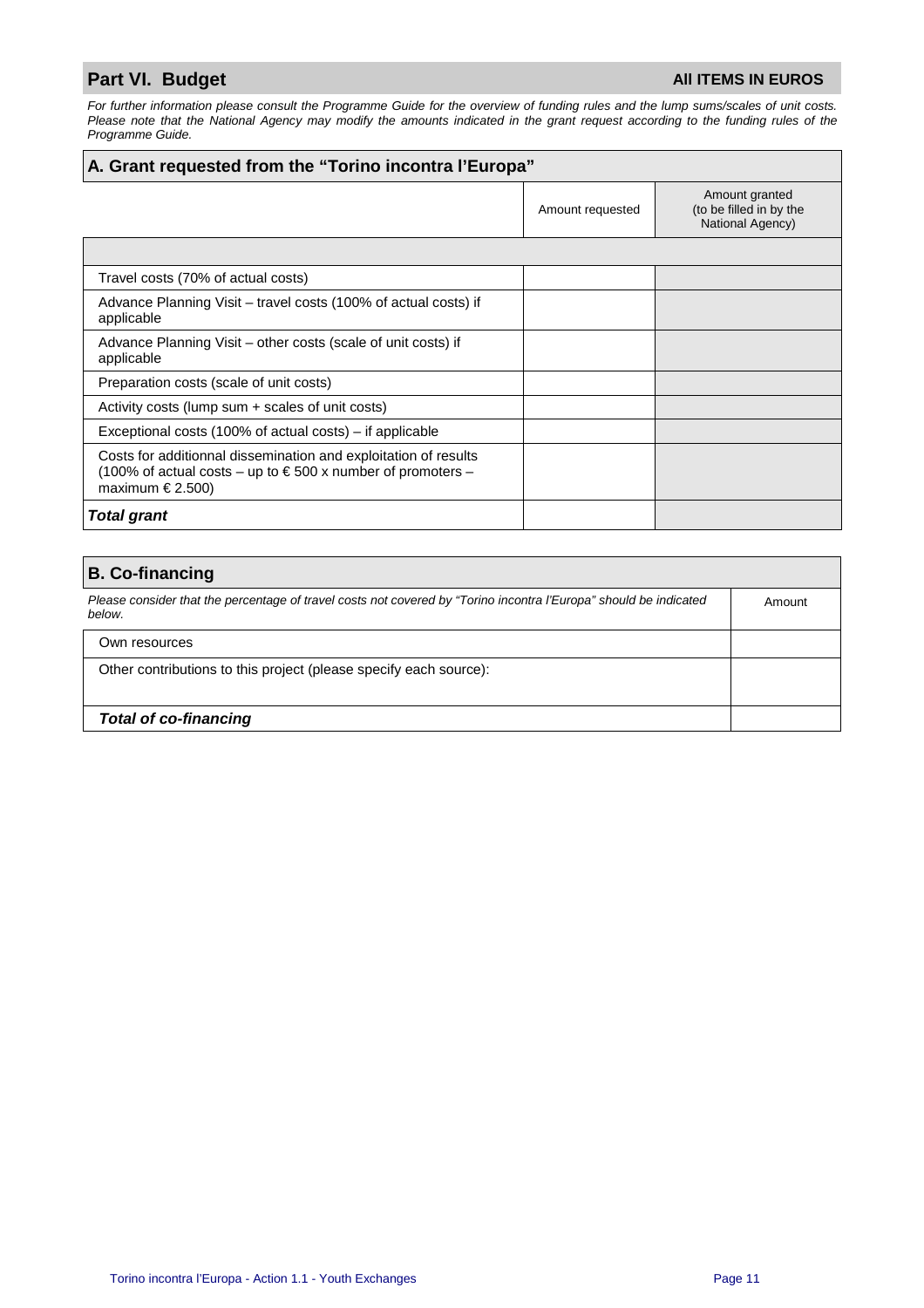## Part VI. Budget

**All ITEMS IN EUROS**

*For further information please consult the Programme Guide for the overview of funding rules and the lump sums/scales of unit costs. Please note that the National Agency may modify the amounts indicated in the grant request according to the funding rules of the Programme Guide.*

### A. Grant requested from the “Torino incontra l’Europa”

| | Amount requested | Amount granted (to be filled in by the National Agency) |
|---|---|---|
| | | |
| Travel costs (70% of actual costs) | | |
| Advance Planning Visit – travel costs (100% of actual costs) if applicable | | |
| Advance Planning Visit – other costs (scale of unit costs) if applicable | | |
| Preparation costs (scale of unit costs) | | |
| Activity costs (lump sum + scales of unit costs) | | |
| Exceptional costs (100% of actual costs) – if applicable | | |
| Costs for additionnal dissemination and exploitation of results (100% of actual costs – up to € 500 x number of promoters – maximum € 2.500) | | |
| ***Total grant*** | | |

### B. Co-financing

| *Please consider that the percentage of travel costs not covered by “Torino incontra l’Europa” should be indicated below.* | Amount |
|---|---|
| Own resources | |
| Other contributions to this project (please specify each source): | |
| ***Total of co-financing*** | |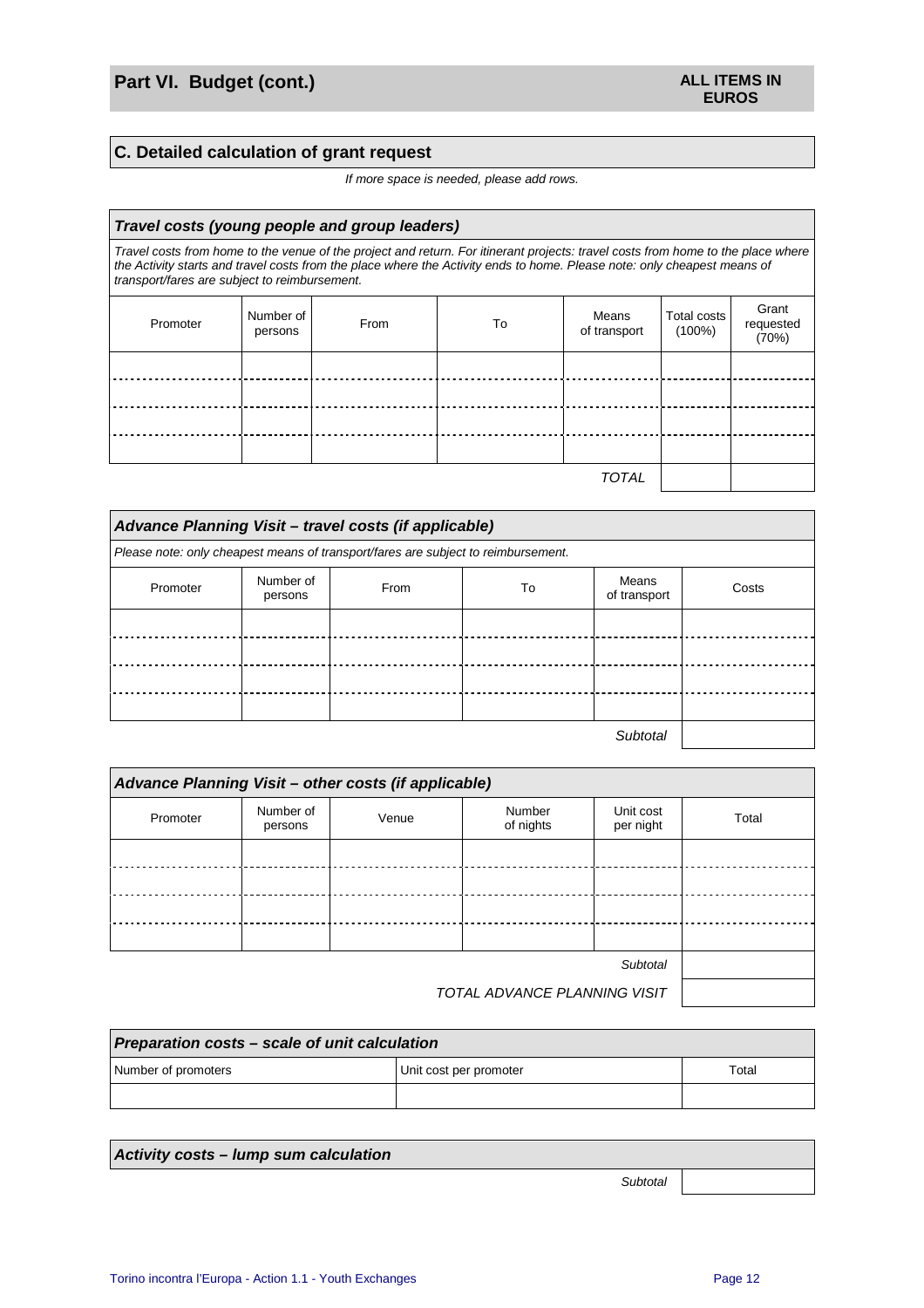## Part VI. Budget (cont.)

**ALL ITEMS IN EUROS**

### C. Detailed calculation of grant request

*If more space is needed, please add rows.*

| ***Travel costs (young people and group leaders)*** | | | | | | |
|---|---|---|---|---|---|---|
| *Travel costs from home to the venue of the project and return. For itinerant projects: travel costs from home to the place where the Activity starts and travel costs from the place where the Activity ends to home. Please note: only cheapest means of transport/fares are subject to reimbursement.* | | | | | | |
| Promoter | Number of persons | From | To | Means of transport | Total costs (100%) | Grant requested (70%) |
| | | | | | | |
| | | | | | | |
| | | | | | | |
| | | | | | | |
| | | | | *TOTAL* | | |

| ***Advance Planning Visit – travel costs (if applicable)*** | | | | | |
|---|---|---|---|---|---|
| *Please note: only cheapest means of transport/fares are subject to reimbursement.* | | | | | |
| Promoter | Number of persons | From | To | Means of transport | Costs |
| | | | | | |
| | | | | | |
| | | | | | |
| | | | | | |
| | | | | *Subtotal* | |

| ***Advance Planning Visit – other costs (if applicable)*** | | | | | |
|---|---|---|---|---|---|
| Promoter | Number of persons | Venue | Number of nights | Unit cost per night | Total |
| | | | | | |
| | | | | | |
| | | | | | |
| | | | | | |
| | | | | *Subtotal* | |
| | | | | *TOTAL ADVANCE PLANNING VISIT* | |

| ***Preparation costs – scale of unit calculation*** | | |
|---|---|---|
| Number of promoters | Unit cost per promoter | Total |
| | | |

| ***Activity costs – lump sum calculation*** | |
|---|---|
| *Subtotal* | |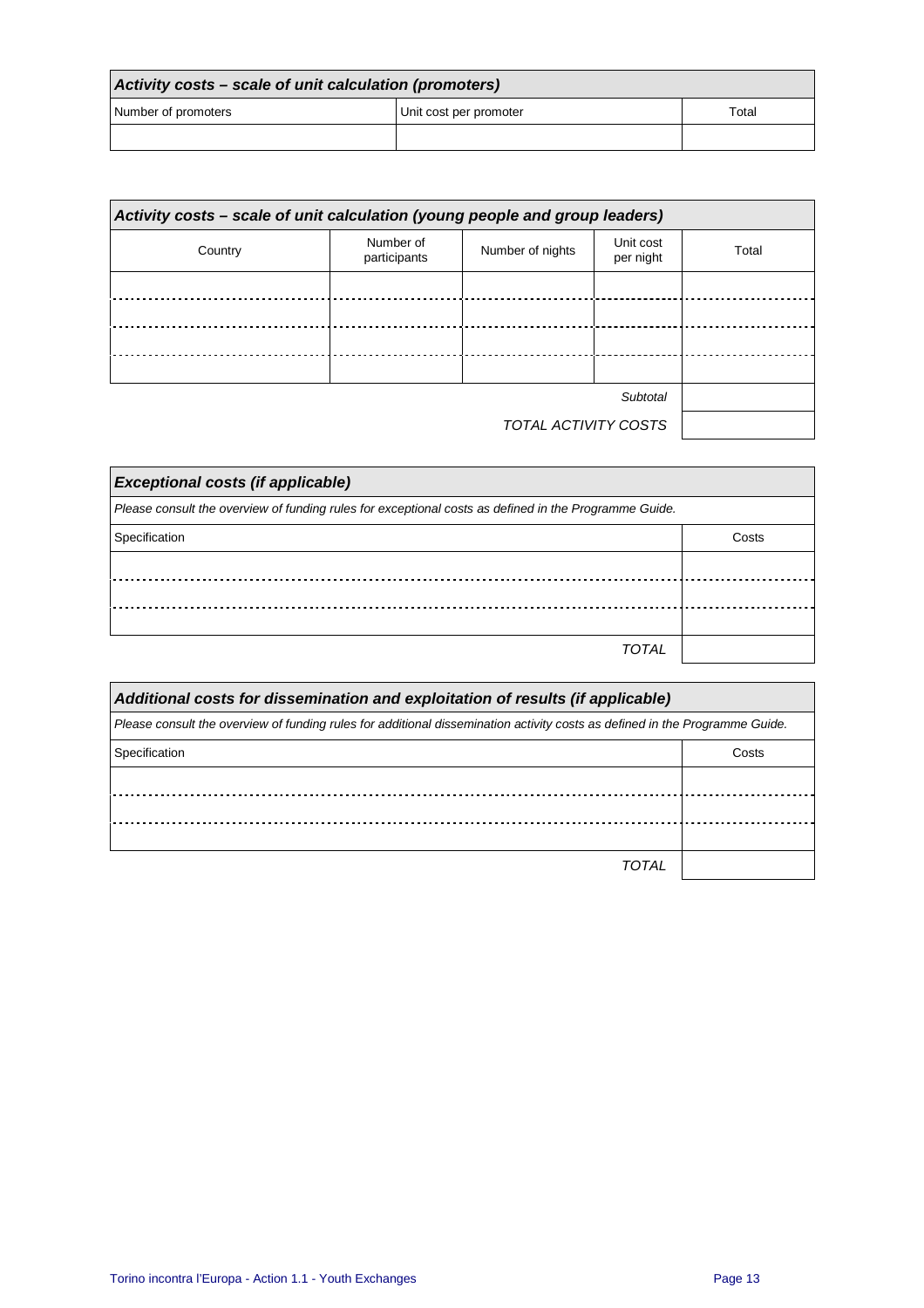| Activity costs – scale of unit calculation (promoters) | | |
|---|---|---|
| Number of promoters | Unit cost per promoter | Total |
| | | |

| Activity costs – scale of unit calculation (young people and group leaders) | | | | |
|---|---|---|---|---|
| Country | Number of participants | Number of nights | Unit cost per night | Total |
| | | | | |
| | | | | |
| | | | | |
| | | | | |
| | | | *Subtotal* | |
| | | | *TOTAL ACTIVITY COSTS* | |

| Exceptional costs (if applicable) | |
|---|---|
| *Please consult the overview of funding rules for exceptional costs as defined in the Programme Guide.* | |
| Specification | Costs |
| | |
| | |
| | |
| *TOTAL* | |

| Additional costs for dissemination and exploitation of results (if applicable) | |
|---|---|
| *Please consult the overview of funding rules for additional dissemination activity costs as defined in the Programme Guide.* | |
| Specification | Costs |
| | |
| | |
| | |
| *TOTAL* | |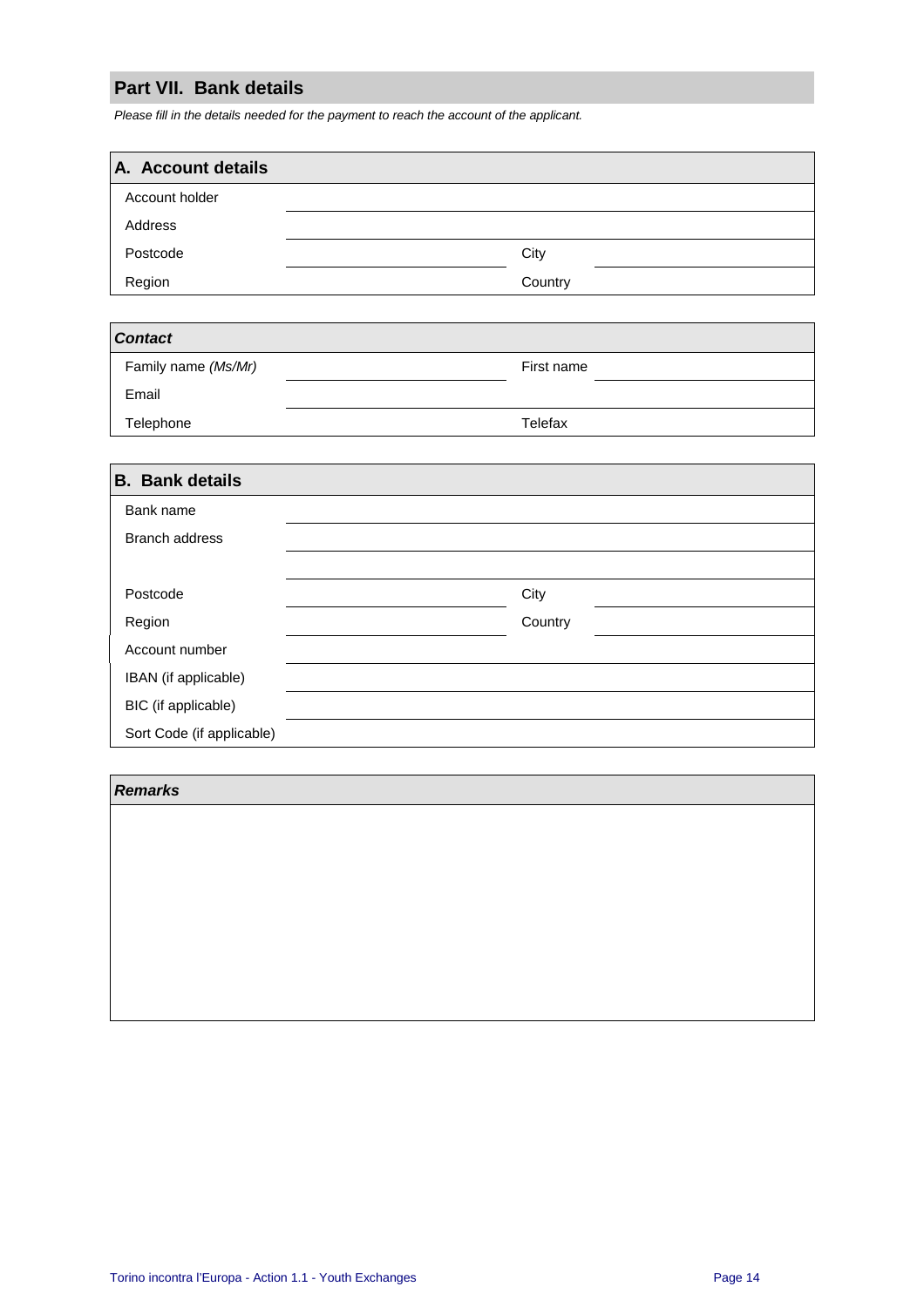## Part VII. Bank details

*Please fill in the details needed for the payment to reach the account of the applicant.*

| **A. Account details** | | | |
|---|---|---|---|
| Account holder | | | |
| Address | | | |
| Postcode | | City | |
| Region | | Country | |

| ***Contact*** | | | |
|---|---|---|---|
| Family name *(Ms/Mr)* | | First name | |
| Email | | | |
| Telephone | | Telefax | |

| **B. Bank details** | | | |
|---|---|---|---|
| Bank name | | | |
| Branch address | | | |
| | | | |
| Postcode | | City | |
| Region | | Country | |
| Account number | | | |
| IBAN (if applicable) | | | |
| BIC (if applicable) | | | |
| Sort Code (if applicable) | | | |

| ***Remarks*** |
|---|
| |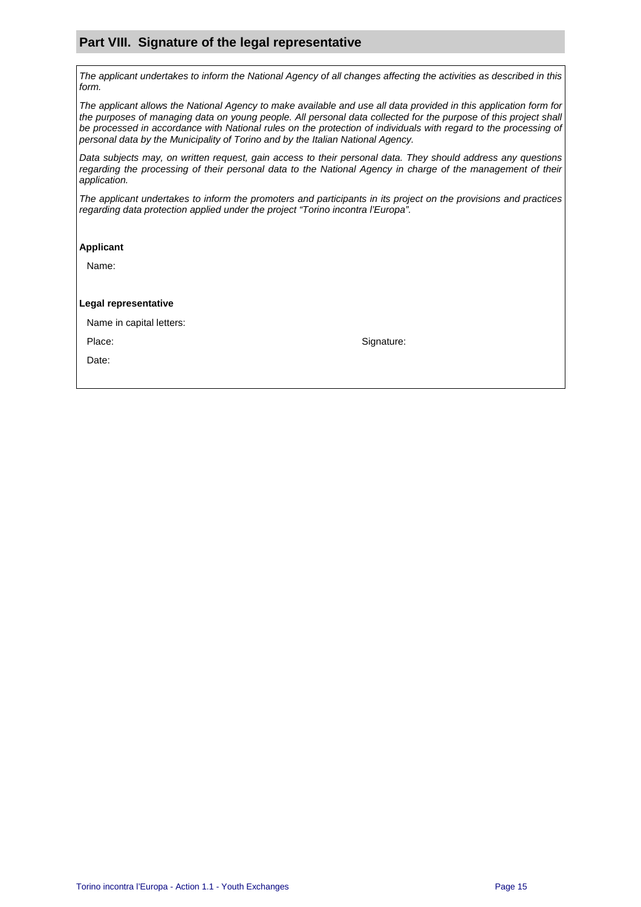## Part VIII. Signature of the legal representative

*The applicant undertakes to inform the National Agency of all changes affecting the activities as described in this form.*

*The applicant allows the National Agency to make available and use all data provided in this application form for the purposes of managing data on young people. All personal data collected for the purpose of this project shall be processed in accordance with National rules on the protection of individuals with regard to the processing of personal data by the Municipality of Torino and by the Italian National Agency.*

*Data subjects may, on written request, gain access to their personal data. They should address any questions regarding the processing of their personal data to the National Agency in charge of the management of their application.*

*The applicant undertakes to inform the promoters and participants in its project on the provisions and practices regarding data protection applied under the project "Torino incontra l'Europa".*

**Applicant**

Name:

**Legal representative**

Name in capital letters:

Place:

Signature:

Date: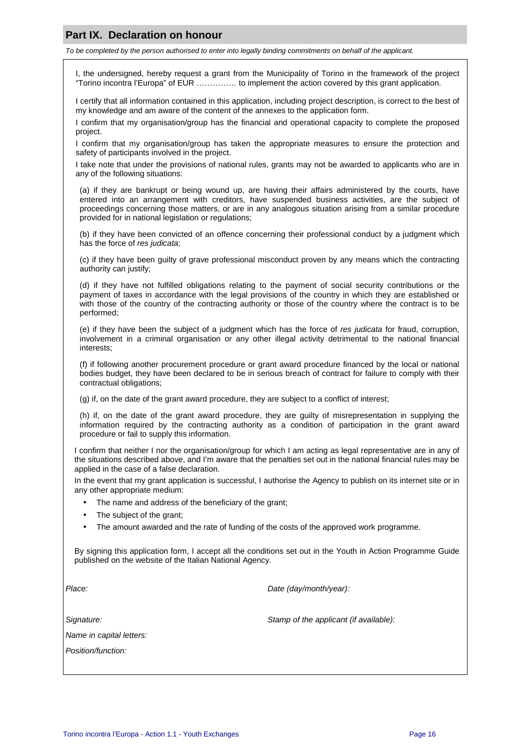## Part IX. Declaration on honour

*To be completed by the person authorised to enter into legally binding commitments on behalf of the applicant.*

I, the undersigned, hereby request a grant from the Municipality of Torino in the framework of the project "Torino incontra l'Europa" of EUR …………… to implement the action covered by this grant application.

I certify that all information contained in this application, including project description, is correct to the best of my knowledge and am aware of the content of the annexes to the application form.

I confirm that my organisation/group has the financial and operational capacity to complete the proposed project.

I confirm that my organisation/group has taken the appropriate measures to ensure the protection and safety of participants involved in the project.

I take note that under the provisions of national rules, grants may not be awarded to applicants who are in any of the following situations:

(a) if they are bankrupt or being wound up, are having their affairs administered by the courts, have entered into an arrangement with creditors, have suspended business activities, are the subject of proceedings concerning those matters, or are in any analogous situation arising from a similar procedure provided for in national legislation or regulations;

(b) if they have been convicted of an offence concerning their professional conduct by a judgment which has the force of *res judicata*;

(c) if they have been guilty of grave professional misconduct proven by any means which the contracting authority can justify;

(d) if they have not fulfilled obligations relating to the payment of social security contributions or the payment of taxes in accordance with the legal provisions of the country in which they are established or with those of the country of the contracting authority or those of the country where the contract is to be performed;

(e) if they have been the subject of a judgment which has the force of *res judicata* for fraud, corruption, involvement in a criminal organisation or any other illegal activity detrimental to the national financial interests;

(f) if following another procurement procedure or grant award procedure financed by the local or national bodies budget, they have been declared to be in serious breach of contract for failure to comply with their contractual obligations;

(g) if, on the date of the grant award procedure, they are subject to a conflict of interest;

(h) if, on the date of the grant award procedure, they are guilty of misrepresentation in supplying the information required by the contracting authority as a condition of participation in the grant award procedure or fail to supply this information.

I confirm that neither I nor the organisation/group for which I am acting as legal representative are in any of the situations described above, and I'm aware that the penalties set out in the national financial rules may be applied in the case of a false declaration.

In the event that my grant application is successful, I authorise the Agency to publish on its internet site or in any other appropriate medium:

- The name and address of the beneficiary of the grant;
- The subject of the grant;
- The amount awarded and the rate of funding of the costs of the approved work programme.

By signing this application form, I accept all the conditions set out in the Youth in Action Programme Guide published on the website of the Italian National Agency.

*Place:* *Date (day/month/year):*

*Signature:* *Stamp of the applicant (if available):*

*Name in capital letters:*

*Position/function:*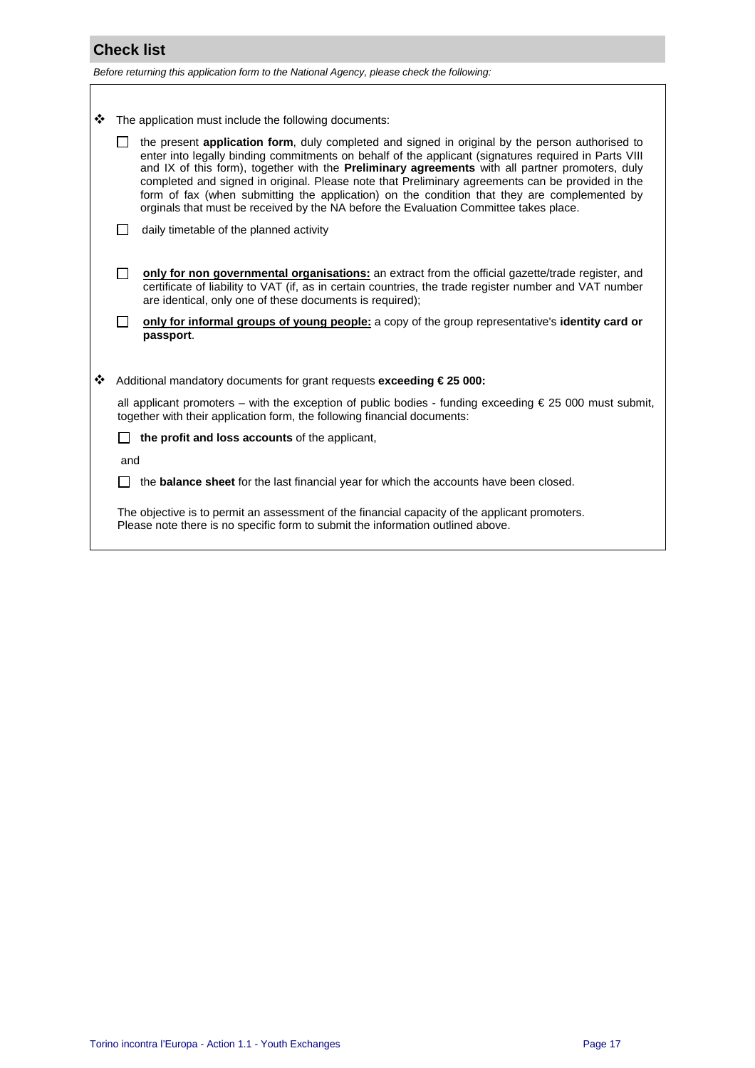## Check list

*Before returning this application form to the National Agency, please check the following:*

- The application must include the following documents:
  - ☐ the present **application form**, duly completed and signed in original by the person authorised to enter into legally binding commitments on behalf of the applicant (signatures required in Parts VIII and IX of this form), together with the **Preliminary agreements** with all partner promoters, duly completed and signed in original. Please note that Preliminary agreements can be provided in the form of fax (when submitting the application) on the condition that they are complemented by orginals that must be received by the NA before the Evaluation Committee takes place.
  - ☐ daily timetable of the planned activity
  - ☐ **only for non governmental organisations:** an extract from the official gazette/trade register, and certificate of liability to VAT (if, as in certain countries, the trade register number and VAT number are identical, only one of these documents is required);
  - ☐ **only for informal groups of young people:** a copy of the group representative's **identity card or passport**.

- Additional mandatory documents for grant requests **exceeding € 25 000:**

  all applicant promoters – with the exception of public bodies - funding exceeding € 25 000 must submit, together with their application form, the following financial documents:

  - ☐ **the profit and loss accounts** of the applicant,

  and

  - ☐ the **balance sheet** for the last financial year for which the accounts have been closed.

  The objective is to permit an assessment of the financial capacity of the applicant promoters.
  Please note there is no specific form to submit the information outlined above.